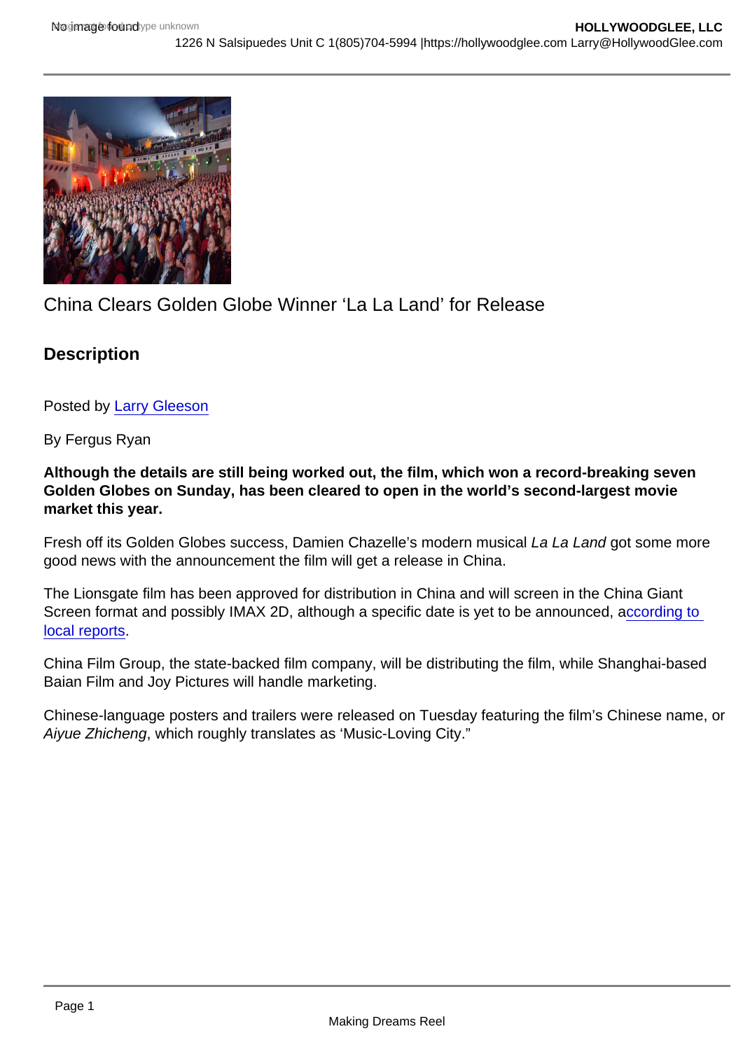China Clears Golden Globe Winner ‘La La Land’ for Release

## Description

Posted by Larry Gleeson

By Fergus Ryan

**Although the details are still being worked out, the film, which won a record-breaking seven Golden Globes on Sunday, has been cleared to open in the world’s second-largest movie market this year.**

Fresh off its Golden Globes success, Damien Chazelle’s modern musical *La La Land* got some more good news with the announcement the film will get a release in China.

The Lionsgate film has been approved for distribution in China and will screen in the China Giant Screen format and possibly IMAX 2D, although a specific date is yet to be announced, according to local reports.

China Film Group, the state-backed film company, will be distributing the film, while Shanghai-based Baian Film and Joy Pictures will handle marketing.

Chinese-language posters and trailers were released on Tuesday featuring the film’s Chinese name, or *Aiyue Zhicheng*, which roughly translates as ‘Music-Loving City.”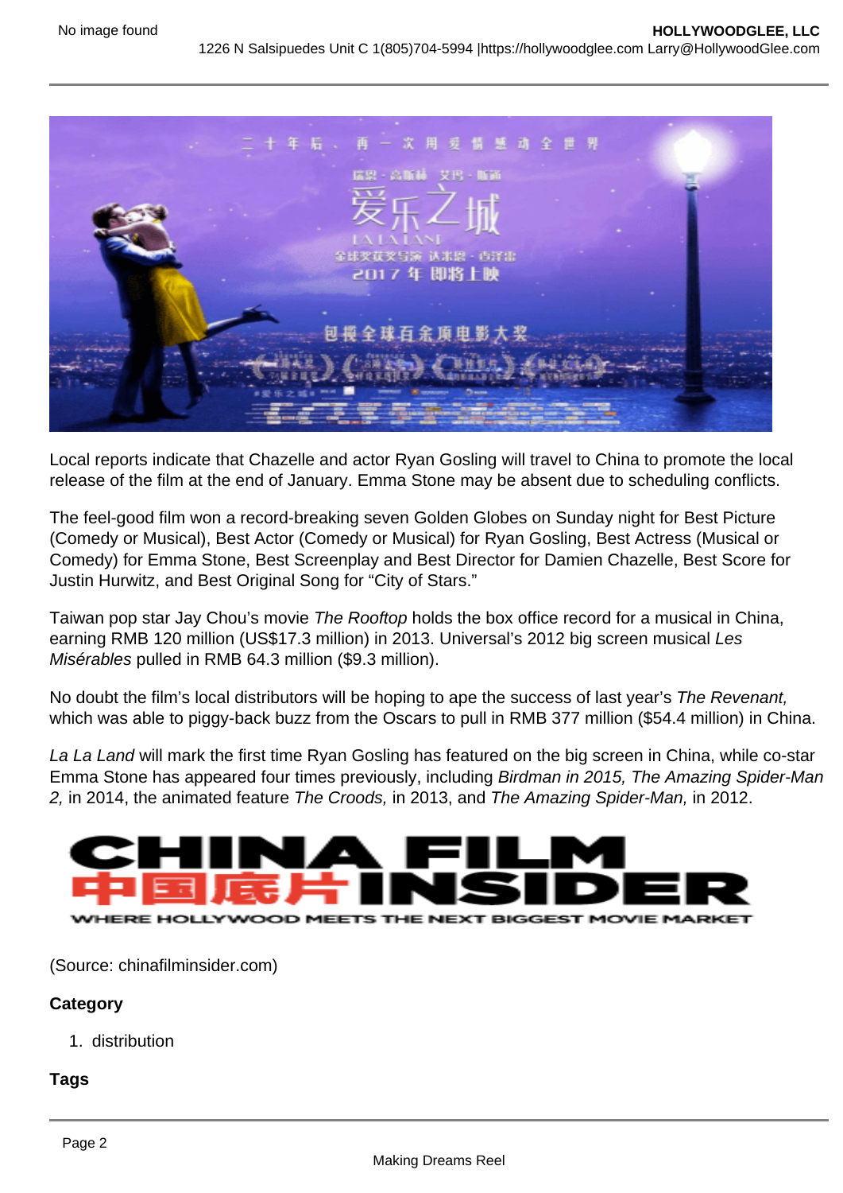Local reports indicate that Chazelle and actor Ryan Gosling will travel to China to promote the local release of the film at the end of January. Emma Stone may be absent due to scheduling conflicts.

The feel-good film won a record-breaking seven Golden Globes on Sunday night for Best Picture (Comedy or Musical), Best Actor (Comedy or Musical) for Ryan Gosling, Best Actress (Musical or Comedy) for Emma Stone, Best Screenplay and Best Director for Damien Chazelle, Best Score for Justin Hurwitz, and Best Original Song for "City of Stars."

Taiwan pop star Jay Chou's movie *The Rooftop* holds the box office record for a musical in China, earning RMB 120 million (US$17.3 million) in 2013. Universal's 2012 big screen musical *Les Misérables* pulled in RMB 64.3 million ($9.3 million).

No doubt the film's local distributors will be hoping to ape the success of last year's *The Revenant,* which was able to piggy-back buzz from the Oscars to pull in RMB 377 million ($54.4 million) in China.

*La La Land* will mark the first time Ryan Gosling has featured on the big screen in China, while co-star Emma Stone has appeared four times previously, including *Birdman in 2015, The Amazing Spider-Man 2,* in 2014, the animated feature *The Croods,* in 2013, and *The Amazing Spider-Man,* in 2012.

(Source: chinafilminsider.com)

**Category**

1. distribution

**Tags**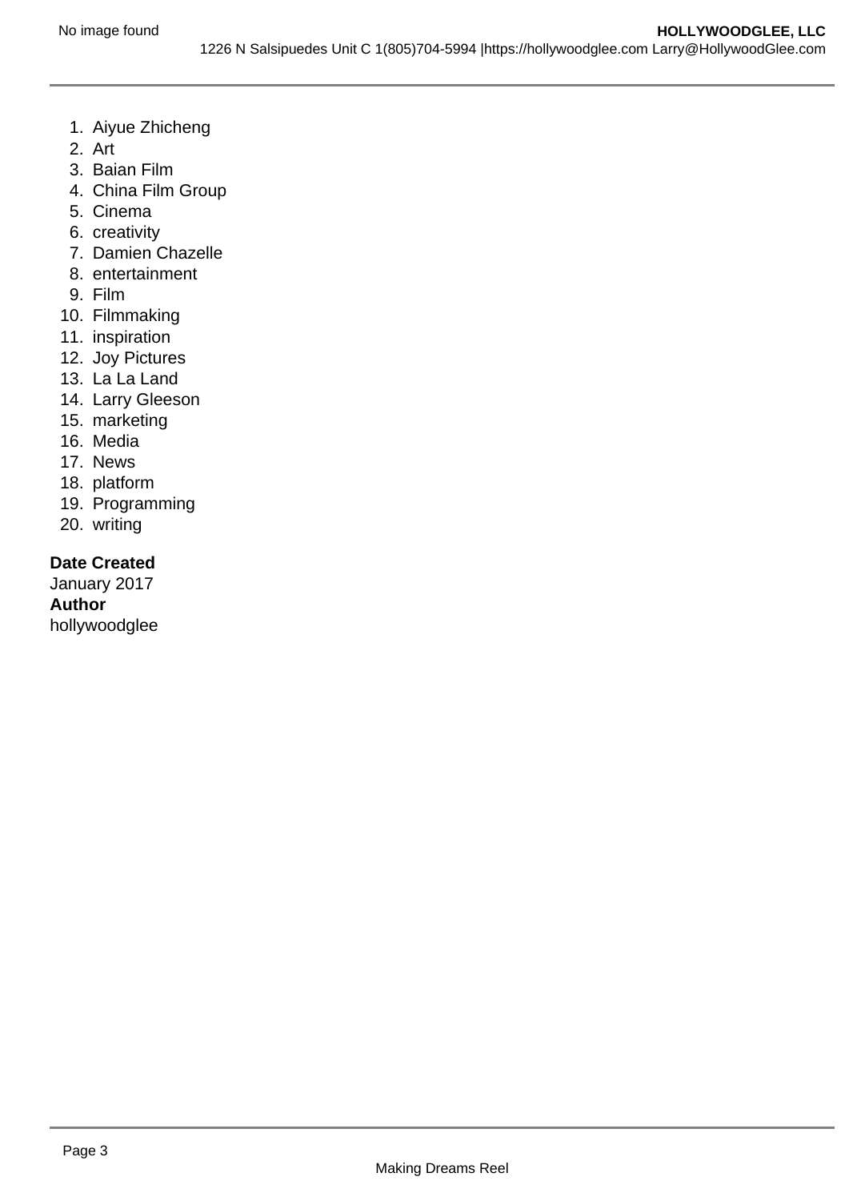1. Aiyue Zhicheng
2. Art
3. Baian Film
4. China Film Group
5. Cinema
6. creativity
7. Damien Chazelle
8. entertainment
9. Film
10. Filmmaking
11. inspiration
12. Joy Pictures
13. La La Land
14. Larry Gleeson
15. marketing
16. Media
17. News
18. platform
19. Programming
20. writing

**Date Created**
January 2017
**Author**
hollywoodglee